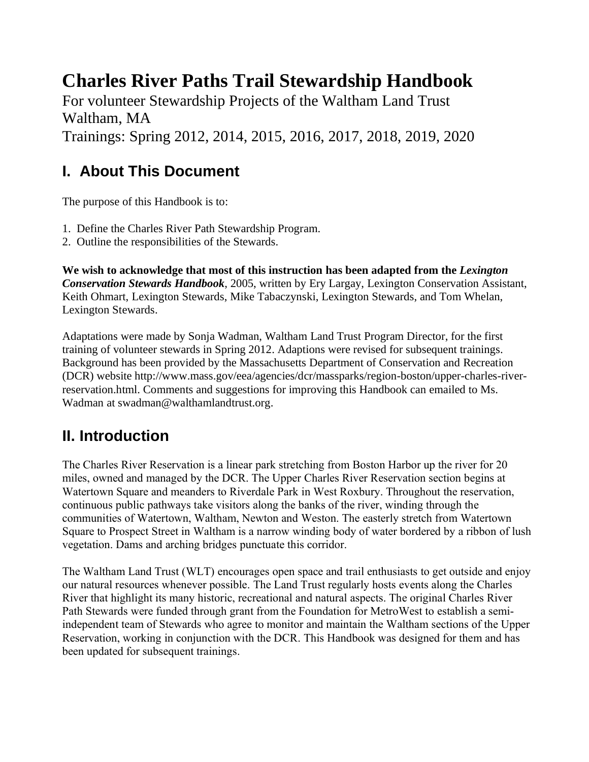# Charles River Paths Trail Stewardship Handbook

For volunteer Stewardship Projects of the Waltham Land Trust
Waltham, MA
Trainings: Spring 2012, 2014, 2015, 2016, 2017, 2018, 2019, 2020

## I. About This Document

The purpose of this Handbook is to:

1. Define the Charles River Path Stewardship Program.
2. Outline the responsibilities of the Stewards.

**We wish to acknowledge that most of this instruction has been adapted from the *Lexington Conservation Stewards Handbook***, 2005, written by Ery Largay, Lexington Conservation Assistant, Keith Ohmart, Lexington Stewards, Mike Tabaczynski, Lexington Stewards, and Tom Whelan, Lexington Stewards.

Adaptations were made by Sonja Wadman, Waltham Land Trust Program Director, for the first training of volunteer stewards in Spring 2012. Adaptions were revised for subsequent trainings. Background has been provided by the Massachusetts Department of Conservation and Recreation (DCR) website http://www.mass.gov/eea/agencies/dcr/massparks/region-boston/upper-charles-river-reservation.html. Comments and suggestions for improving this Handbook can emailed to Ms. Wadman at swadman@walthamlandtrust.org.

## II. Introduction

The Charles River Reservation is a linear park stretching from Boston Harbor up the river for 20 miles, owned and managed by the DCR. The Upper Charles River Reservation section begins at Watertown Square and meanders to Riverdale Park in West Roxbury. Throughout the reservation, continuous public pathways take visitors along the banks of the river, winding through the communities of Watertown, Waltham, Newton and Weston. The easterly stretch from Watertown Square to Prospect Street in Waltham is a narrow winding body of water bordered by a ribbon of lush vegetation. Dams and arching bridges punctuate this corridor.

The Waltham Land Trust (WLT) encourages open space and trail enthusiasts to get outside and enjoy our natural resources whenever possible. The Land Trust regularly hosts events along the Charles River that highlight its many historic, recreational and natural aspects. The original Charles River Path Stewards were funded through grant from the Foundation for MetroWest to establish a semi-independent team of Stewards who agree to monitor and maintain the Waltham sections of the Upper Reservation, working in conjunction with the DCR. This Handbook was designed for them and has been updated for subsequent trainings.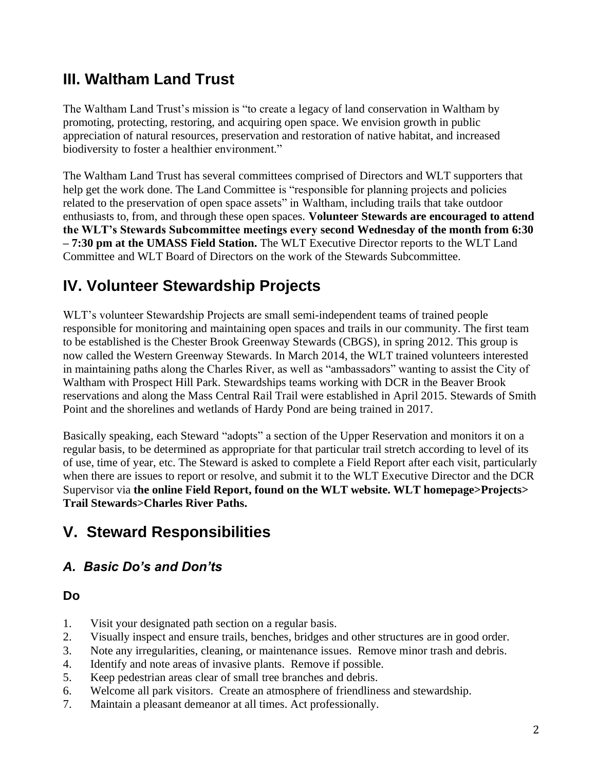## III. Waltham Land Trust

The Waltham Land Trust's mission is "to create a legacy of land conservation in Waltham by promoting, protecting, restoring, and acquiring open space. We envision growth in public appreciation of natural resources, preservation and restoration of native habitat, and increased biodiversity to foster a healthier environment."

The Waltham Land Trust has several committees comprised of Directors and WLT supporters that help get the work done. The Land Committee is "responsible for planning projects and policies related to the preservation of open space assets" in Waltham, including trails that take outdoor enthusiasts to, from, and through these open spaces. **Volunteer Stewards are encouraged to attend the WLT's Stewards Subcommittee meetings every second Wednesday of the month from 6:30 – 7:30 pm at the UMASS Field Station.** The WLT Executive Director reports to the WLT Land Committee and WLT Board of Directors on the work of the Stewards Subcommittee.

## IV. Volunteer Stewardship Projects

WLT's volunteer Stewardship Projects are small semi-independent teams of trained people responsible for monitoring and maintaining open spaces and trails in our community. The first team to be established is the Chester Brook Greenway Stewards (CBGS), in spring 2012. This group is now called the Western Greenway Stewards. In March 2014, the WLT trained volunteers interested in maintaining paths along the Charles River, as well as "ambassadors" wanting to assist the City of Waltham with Prospect Hill Park. Stewardships teams working with DCR in the Beaver Brook reservations and along the Mass Central Rail Trail were established in April 2015. Stewards of Smith Point and the shorelines and wetlands of Hardy Pond are being trained in 2017.

Basically speaking, each Steward "adopts" a section of the Upper Reservation and monitors it on a regular basis, to be determined as appropriate for that particular trail stretch according to level of its of use, time of year, etc. The Steward is asked to complete a Field Report after each visit, particularly when there are issues to report or resolve, and submit it to the WLT Executive Director and the DCR Supervisor via **the online Field Report, found on the WLT website. WLT homepage>Projects> Trail Stewards>Charles River Paths.**

## V. Steward Responsibilities

### *A. Basic Do's and Don'ts*

#### Do

1. Visit your designated path section on a regular basis.
2. Visually inspect and ensure trails, benches, bridges and other structures are in good order.
3. Note any irregularities, cleaning, or maintenance issues. Remove minor trash and debris.
4. Identify and note areas of invasive plants. Remove if possible.
5. Keep pedestrian areas clear of small tree branches and debris.
6. Welcome all park visitors. Create an atmosphere of friendliness and stewardship.
7. Maintain a pleasant demeanor at all times. Act professionally.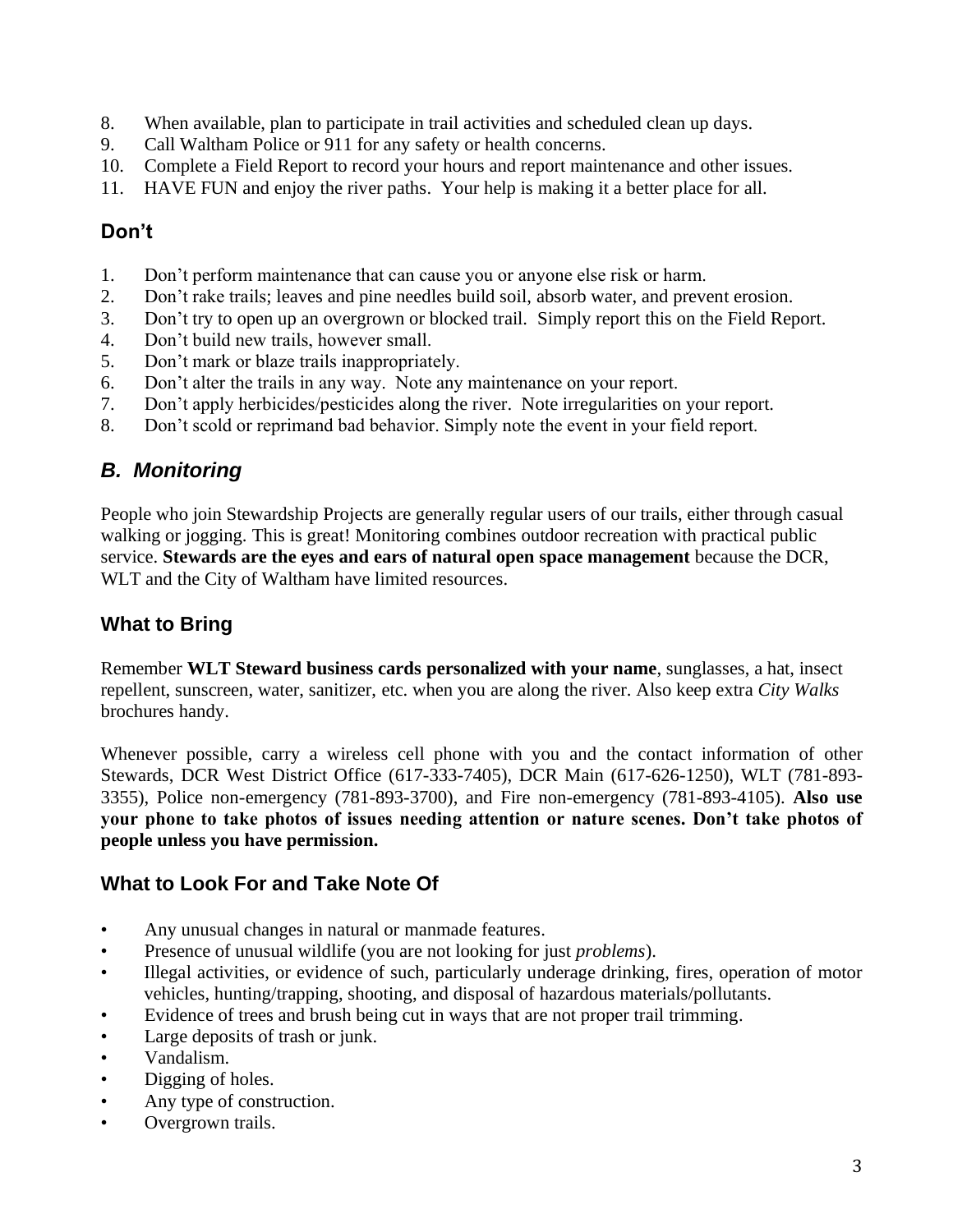8. When available, plan to participate in trail activities and scheduled clean up days.
9. Call Waltham Police or 911 for any safety or health concerns.
10. Complete a Field Report to record your hours and report maintenance and other issues.
11. HAVE FUN and enjoy the river paths. Your help is making it a better place for all.

### Don't

1. Don't perform maintenance that can cause you or anyone else risk or harm.
2. Don't rake trails; leaves and pine needles build soil, absorb water, and prevent erosion.
3. Don't try to open up an overgrown or blocked trail. Simply report this on the Field Report.
4. Don't build new trails, however small.
5. Don't mark or blaze trails inappropriately.
6. Don't alter the trails in any way. Note any maintenance on your report.
7. Don't apply herbicides/pesticides along the river. Note irregularities on your report.
8. Don't scold or reprimand bad behavior. Simply note the event in your field report.

## *B. Monitoring*

People who join Stewardship Projects are generally regular users of our trails, either through casual walking or jogging. This is great! Monitoring combines outdoor recreation with practical public service. **Stewards are the eyes and ears of natural open space management** because the DCR, WLT and the City of Waltham have limited resources.

### What to Bring

Remember **WLT Steward business cards personalized with your name**, sunglasses, a hat, insect repellent, sunscreen, water, sanitizer, etc. when you are along the river. Also keep extra *City Walks* brochures handy.

Whenever possible, carry a wireless cell phone with you and the contact information of other Stewards, DCR West District Office (617-333-7405), DCR Main (617-626-1250), WLT (781-893-3355), Police non-emergency (781-893-3700), and Fire non-emergency (781-893-4105). **Also use your phone to take photos of issues needing attention or nature scenes. Don't take photos of people unless you have permission.**

### What to Look For and Take Note Of

- Any unusual changes in natural or manmade features.
- Presence of unusual wildlife (you are not looking for just *problems*).
- Illegal activities, or evidence of such, particularly underage drinking, fires, operation of motor vehicles, hunting/trapping, shooting, and disposal of hazardous materials/pollutants.
- Evidence of trees and brush being cut in ways that are not proper trail trimming.
- Large deposits of trash or junk.
- Vandalism.
- Digging of holes.
- Any type of construction.
- Overgrown trails.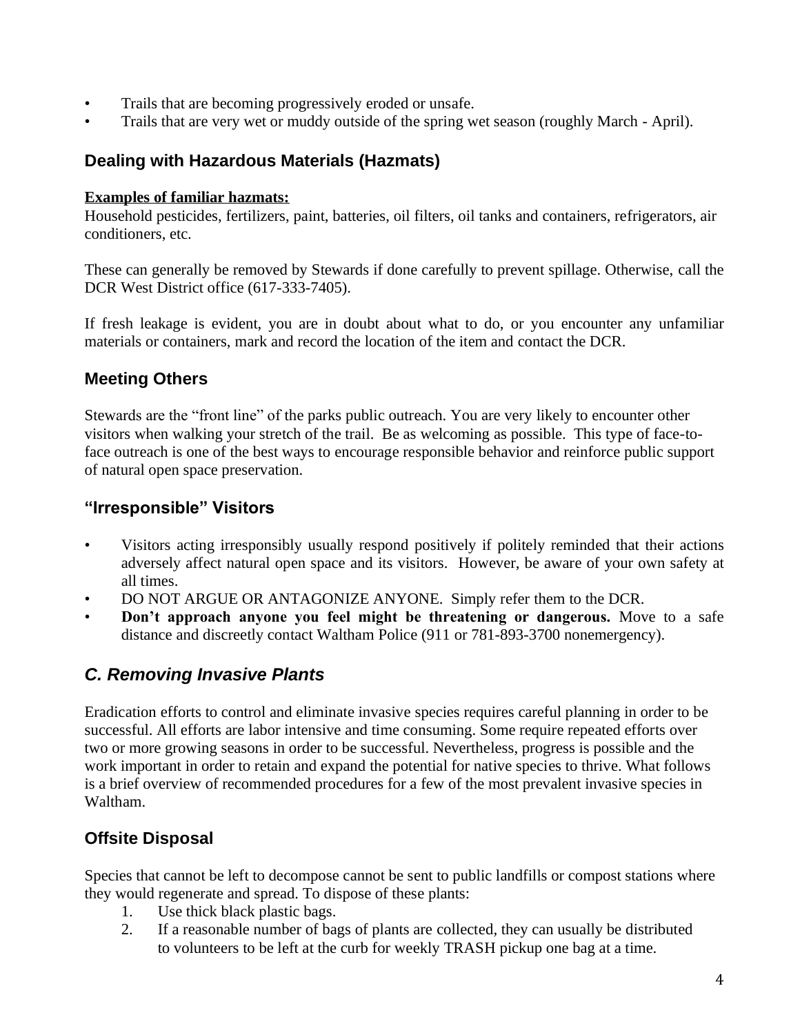- Trails that are becoming progressively eroded or unsafe.
- Trails that are very wet or muddy outside of the spring wet season (roughly March - April).

### Dealing with Hazardous Materials (Hazmats)

**Examples of familiar hazmats:**
Household pesticides, fertilizers, paint, batteries, oil filters, oil tanks and containers, refrigerators, air conditioners, etc.

These can generally be removed by Stewards if done carefully to prevent spillage. Otherwise, call the DCR West District office (617-333-7405).

If fresh leakage is evident, you are in doubt about what to do, or you encounter any unfamiliar materials or containers, mark and record the location of the item and contact the DCR.

### Meeting Others

Stewards are the "front line" of the parks public outreach. You are very likely to encounter other visitors when walking your stretch of the trail. Be as welcoming as possible. This type of face-to-face outreach is one of the best ways to encourage responsible behavior and reinforce public support of natural open space preservation.

### "Irresponsible" Visitors

- Visitors acting irresponsibly usually respond positively if politely reminded that their actions adversely affect natural open space and its visitors. However, be aware of your own safety at all times.
- DO NOT ARGUE OR ANTAGONIZE ANYONE. Simply refer them to the DCR.
- **Don't approach anyone you feel might be threatening or dangerous.** Move to a safe distance and discreetly contact Waltham Police (911 or 781-893-3700 nonemergency).

## *C. Removing Invasive Plants*

Eradication efforts to control and eliminate invasive species requires careful planning in order to be successful. All efforts are labor intensive and time consuming. Some require repeated efforts over two or more growing seasons in order to be successful. Nevertheless, progress is possible and the work important in order to retain and expand the potential for native species to thrive. What follows is a brief overview of recommended procedures for a few of the most prevalent invasive species in Waltham.

### Offsite Disposal

Species that cannot be left to decompose cannot be sent to public landfills or compost stations where they would regenerate and spread. To dispose of these plants:

1. Use thick black plastic bags.
2. If a reasonable number of bags of plants are collected, they can usually be distributed to volunteers to be left at the curb for weekly TRASH pickup one bag at a time.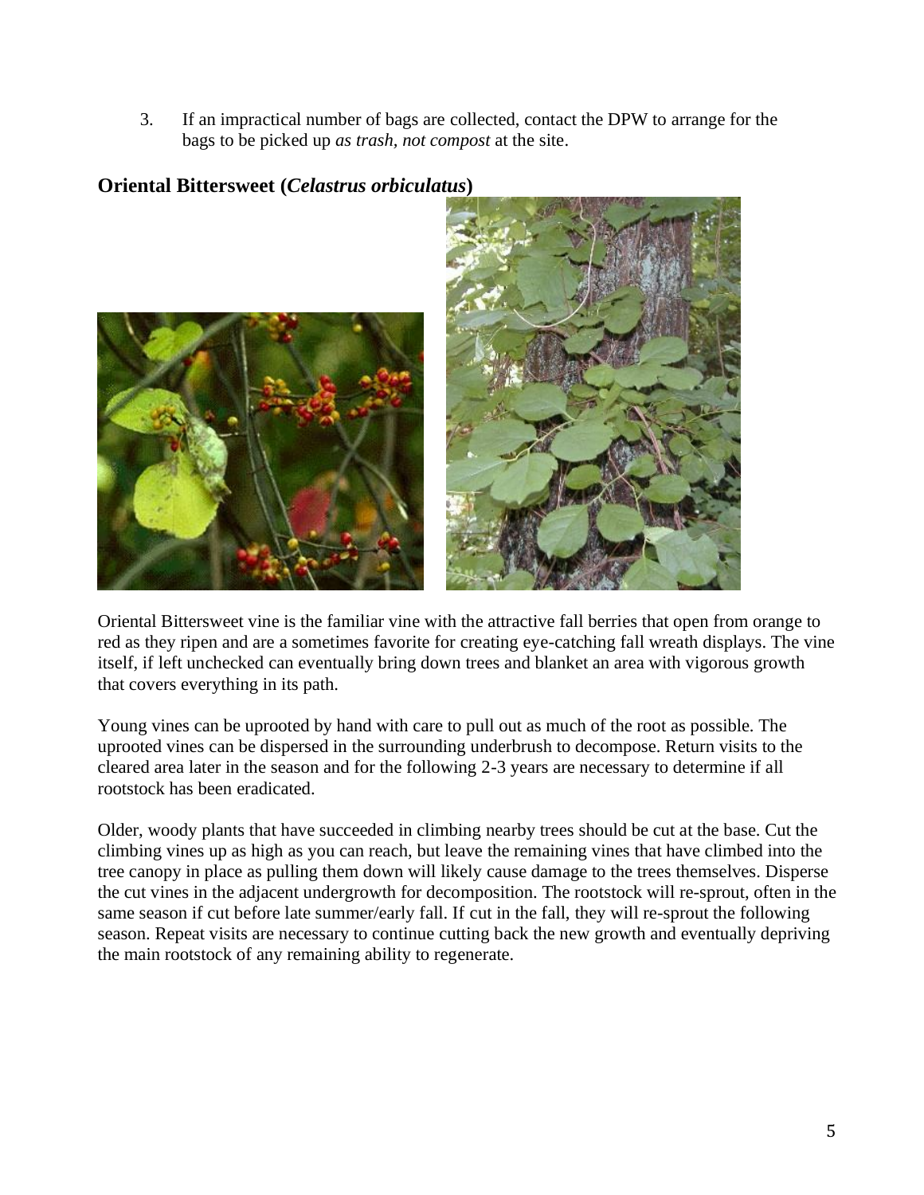3. If an impractical number of bags are collected, contact the DPW to arrange for the bags to be picked up *as trash, not compost* at the site.

## Oriental Bittersweet (*Celastrus orbiculatus*)

Oriental Bittersweet vine is the familiar vine with the attractive fall berries that open from orange to red as they ripen and are a sometimes favorite for creating eye-catching fall wreath displays. The vine itself, if left unchecked can eventually bring down trees and blanket an area with vigorous growth that covers everything in its path.

Young vines can be uprooted by hand with care to pull out as much of the root as possible. The uprooted vines can be dispersed in the surrounding underbrush to decompose. Return visits to the cleared area later in the season and for the following 2-3 years are necessary to determine if all rootstock has been eradicated.

Older, woody plants that have succeeded in climbing nearby trees should be cut at the base. Cut the climbing vines up as high as you can reach, but leave the remaining vines that have climbed into the tree canopy in place as pulling them down will likely cause damage to the trees themselves. Disperse the cut vines in the adjacent undergrowth for decomposition. The rootstock will re-sprout, often in the same season if cut before late summer/early fall. If cut in the fall, they will re-sprout the following season. Repeat visits are necessary to continue cutting back the new growth and eventually depriving the main rootstock of any remaining ability to regenerate.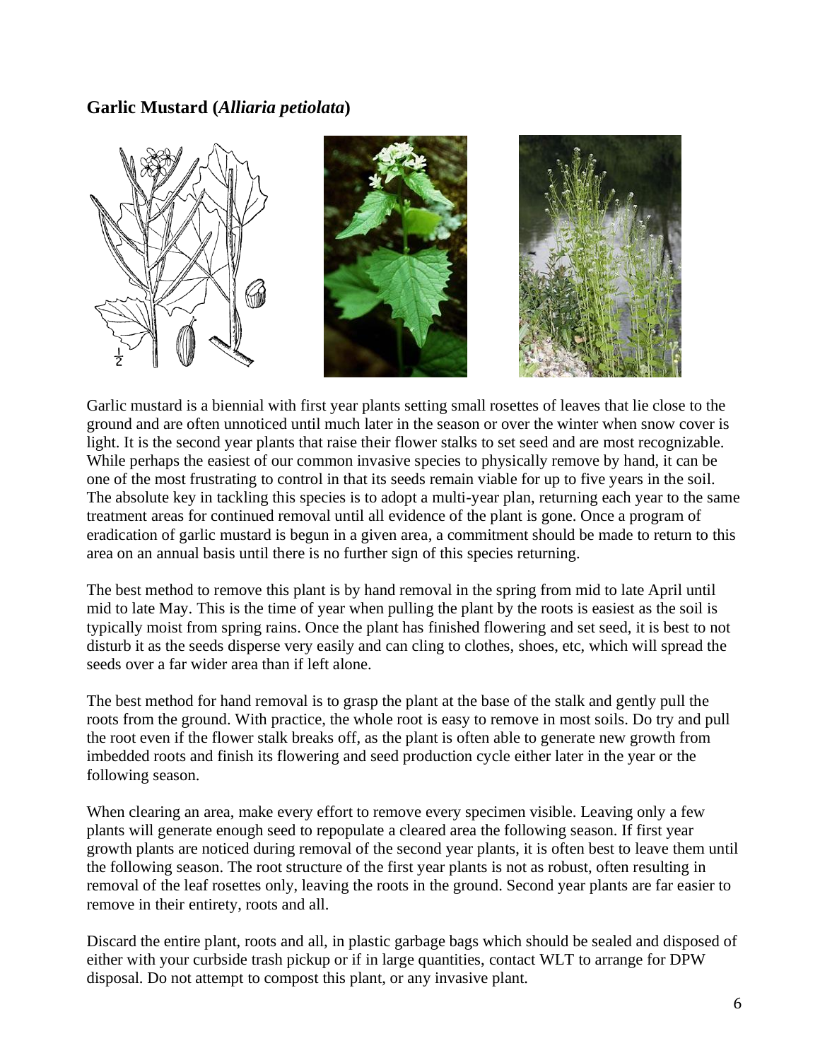## Garlic Mustard (*Alliaria petiolata*)

Garlic mustard is a biennial with first year plants setting small rosettes of leaves that lie close to the ground and are often unnoticed until much later in the season or over the winter when snow cover is light. It is the second year plants that raise their flower stalks to set seed and are most recognizable. While perhaps the easiest of our common invasive species to physically remove by hand, it can be one of the most frustrating to control in that its seeds remain viable for up to five years in the soil. The absolute key in tackling this species is to adopt a multi-year plan, returning each year to the same treatment areas for continued removal until all evidence of the plant is gone. Once a program of eradication of garlic mustard is begun in a given area, a commitment should be made to return to this area on an annual basis until there is no further sign of this species returning.

The best method to remove this plant is by hand removal in the spring from mid to late April until mid to late May. This is the time of year when pulling the plant by the roots is easiest as the soil is typically moist from spring rains. Once the plant has finished flowering and set seed, it is best to not disturb it as the seeds disperse very easily and can cling to clothes, shoes, etc, which will spread the seeds over a far wider area than if left alone.

The best method for hand removal is to grasp the plant at the base of the stalk and gently pull the roots from the ground. With practice, the whole root is easy to remove in most soils. Do try and pull the root even if the flower stalk breaks off, as the plant is often able to generate new growth from imbedded roots and finish its flowering and seed production cycle either later in the year or the following season.

When clearing an area, make every effort to remove every specimen visible. Leaving only a few plants will generate enough seed to repopulate a cleared area the following season. If first year growth plants are noticed during removal of the second year plants, it is often best to leave them until the following season. The root structure of the first year plants is not as robust, often resulting in removal of the leaf rosettes only, leaving the roots in the ground. Second year plants are far easier to remove in their entirety, roots and all.

Discard the entire plant, roots and all, in plastic garbage bags which should be sealed and disposed of either with your curbside trash pickup or if in large quantities, contact WLT to arrange for DPW disposal. Do not attempt to compost this plant, or any invasive plant.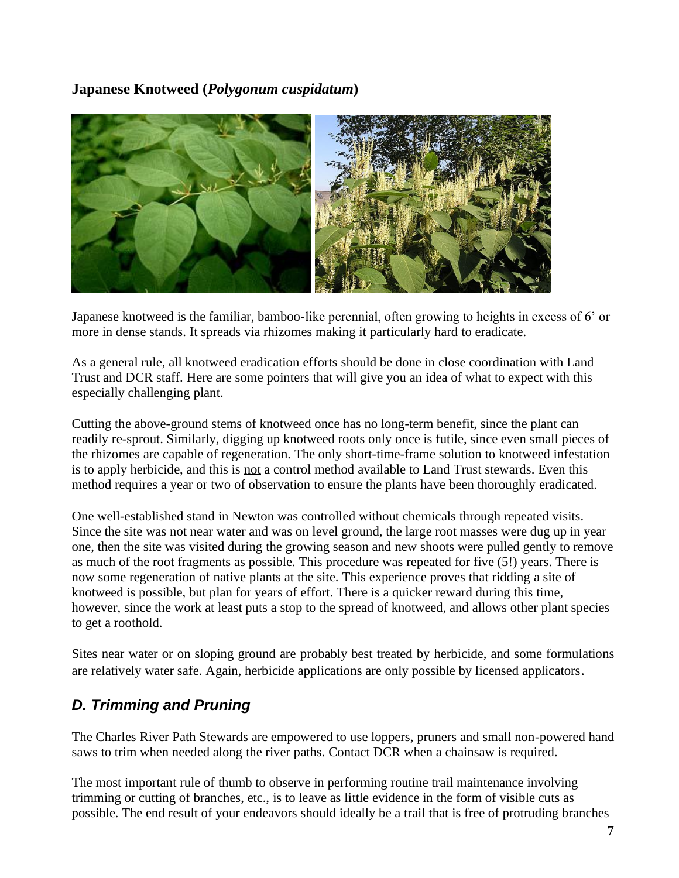**Japanese Knotweed (*Polygonum cuspidatum*)**

Japanese knotweed is the familiar, bamboo-like perennial, often growing to heights in excess of 6' or more in dense stands. It spreads via rhizomes making it particularly hard to eradicate.

As a general rule, all knotweed eradication efforts should be done in close coordination with Land Trust and DCR staff. Here are some pointers that will give you an idea of what to expect with this especially challenging plant.

Cutting the above-ground stems of knotweed once has no long-term benefit, since the plant can readily re-sprout. Similarly, digging up knotweed roots only once is futile, since even small pieces of the rhizomes are capable of regeneration. The only short-time-frame solution to knotweed infestation is to apply herbicide, and this is not a control method available to Land Trust stewards. Even this method requires a year or two of observation to ensure the plants have been thoroughly eradicated.

One well-established stand in Newton was controlled without chemicals through repeated visits. Since the site was not near water and was on level ground, the large root masses were dug up in year one, then the site was visited during the growing season and new shoots were pulled gently to remove as much of the root fragments as possible. This procedure was repeated for five (5!) years. There is now some regeneration of native plants at the site. This experience proves that ridding a site of knotweed is possible, but plan for years of effort. There is a quicker reward during this time, however, since the work at least puts a stop to the spread of knotweed, and allows other plant species to get a roothold.

Sites near water or on sloping ground are probably best treated by herbicide, and some formulations are relatively water safe. Again, herbicide applications are only possible by licensed applicators.

## *D. Trimming and Pruning*

The Charles River Path Stewards are empowered to use loppers, pruners and small non-powered hand saws to trim when needed along the river paths. Contact DCR when a chainsaw is required.

The most important rule of thumb to observe in performing routine trail maintenance involving trimming or cutting of branches, etc., is to leave as little evidence in the form of visible cuts as possible. The end result of your endeavors should ideally be a trail that is free of protruding branches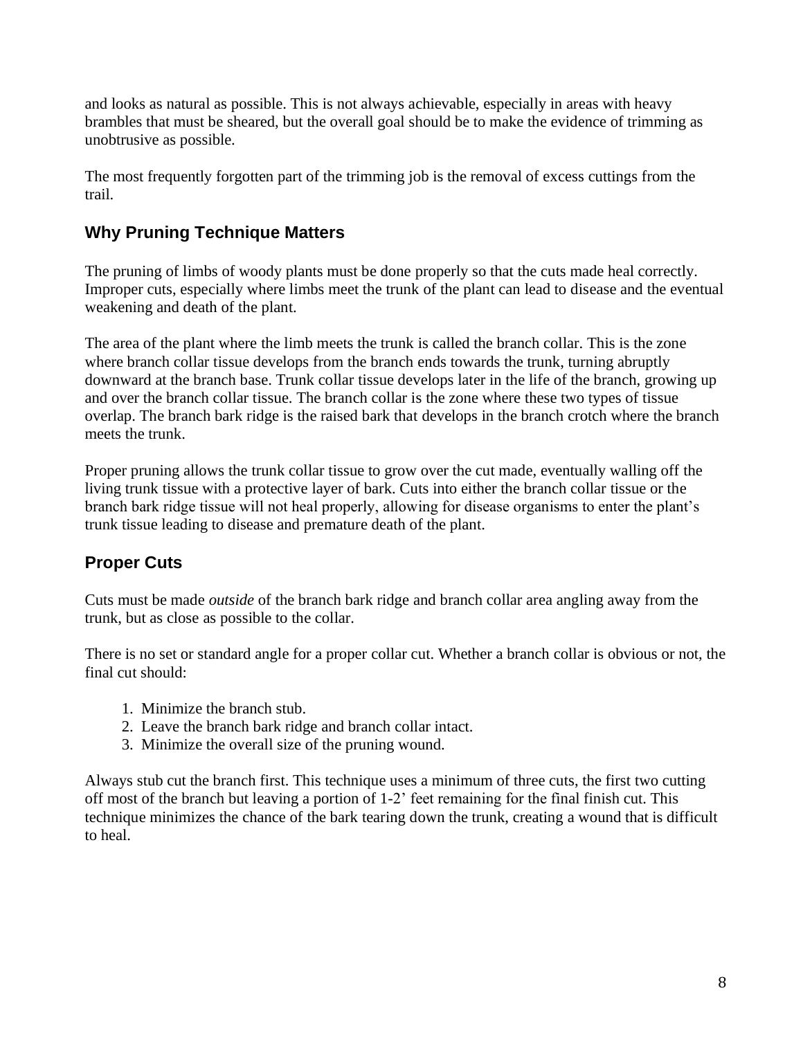and looks as natural as possible. This is not always achievable, especially in areas with heavy brambles that must be sheared, but the overall goal should be to make the evidence of trimming as unobtrusive as possible.

The most frequently forgotten part of the trimming job is the removal of excess cuttings from the trail.

## Why Pruning Technique Matters

The pruning of limbs of woody plants must be done properly so that the cuts made heal correctly. Improper cuts, especially where limbs meet the trunk of the plant can lead to disease and the eventual weakening and death of the plant.

The area of the plant where the limb meets the trunk is called the branch collar. This is the zone where branch collar tissue develops from the branch ends towards the trunk, turning abruptly downward at the branch base. Trunk collar tissue develops later in the life of the branch, growing up and over the branch collar tissue. The branch collar is the zone where these two types of tissue overlap. The branch bark ridge is the raised bark that develops in the branch crotch where the branch meets the trunk.

Proper pruning allows the trunk collar tissue to grow over the cut made, eventually walling off the living trunk tissue with a protective layer of bark. Cuts into either the branch collar tissue or the branch bark ridge tissue will not heal properly, allowing for disease organisms to enter the plant's trunk tissue leading to disease and premature death of the plant.

## Proper Cuts

Cuts must be made *outside* of the branch bark ridge and branch collar area angling away from the trunk, but as close as possible to the collar.

There is no set or standard angle for a proper collar cut. Whether a branch collar is obvious or not, the final cut should:

1. Minimize the branch stub.
2. Leave the branch bark ridge and branch collar intact.
3. Minimize the overall size of the pruning wound.

Always stub cut the branch first. This technique uses a minimum of three cuts, the first two cutting off most of the branch but leaving a portion of 1-2' feet remaining for the final finish cut. This technique minimizes the chance of the bark tearing down the trunk, creating a wound that is difficult to heal.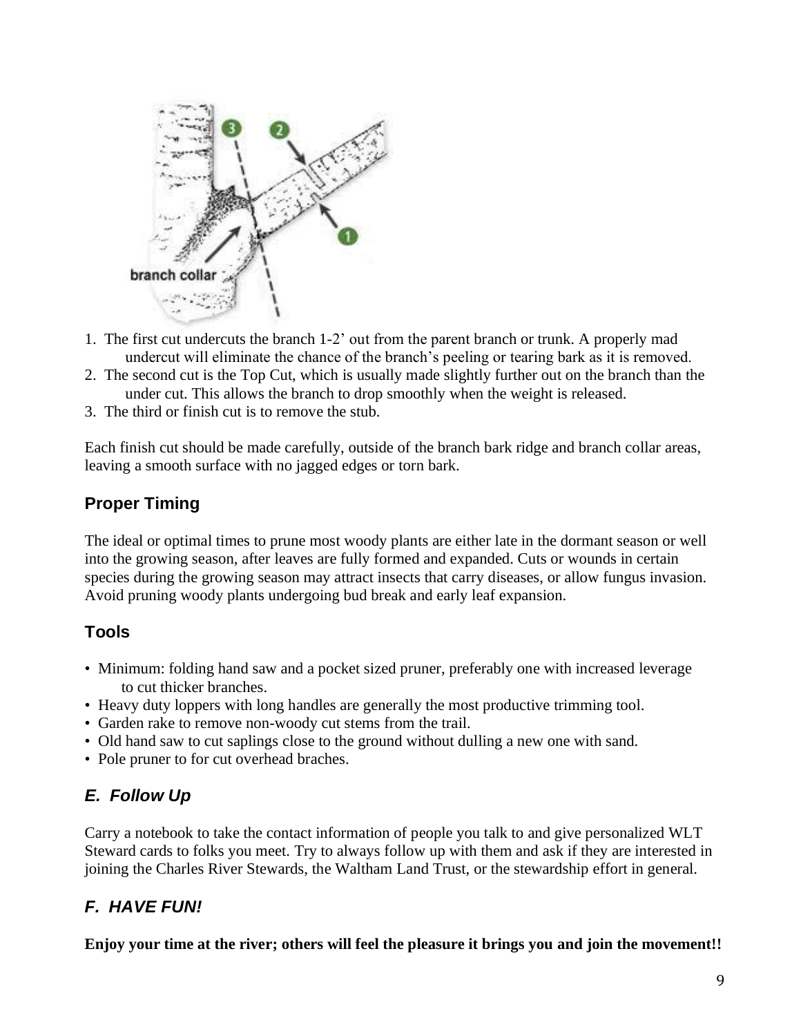1. The first cut undercuts the branch 1-2’ out from the parent branch or trunk. A properly mad undercut will eliminate the chance of the branch’s peeling or tearing bark as it is removed.
2. The second cut is the Top Cut, which is usually made slightly further out on the branch than the under cut. This allows the branch to drop smoothly when the weight is released.
3. The third or finish cut is to remove the stub.

Each finish cut should be made carefully, outside of the branch bark ridge and branch collar areas, leaving a smooth surface with no jagged edges or torn bark.

### Proper Timing

The ideal or optimal times to prune most woody plants are either late in the dormant season or well into the growing season, after leaves are fully formed and expanded. Cuts or wounds in certain species during the growing season may attract insects that carry diseases, or allow fungus invasion. Avoid pruning woody plants undergoing bud break and early leaf expansion.

### Tools

- Minimum: folding hand saw and a pocket sized pruner, preferably one with increased leverage to cut thicker branches.
- Heavy duty loppers with long handles are generally the most productive trimming tool.
- Garden rake to remove non-woody cut stems from the trail.
- Old hand saw to cut saplings close to the ground without dulling a new one with sand.
- Pole pruner to for cut overhead braches.

## *E. Follow Up*

Carry a notebook to take the contact information of people you talk to and give personalized WLT Steward cards to folks you meet. Try to always follow up with them and ask if they are interested in joining the Charles River Stewards, the Waltham Land Trust, or the stewardship effort in general.

## *F. HAVE FUN!*

**Enjoy your time at the river; others will feel the pleasure it brings you and join the movement!!**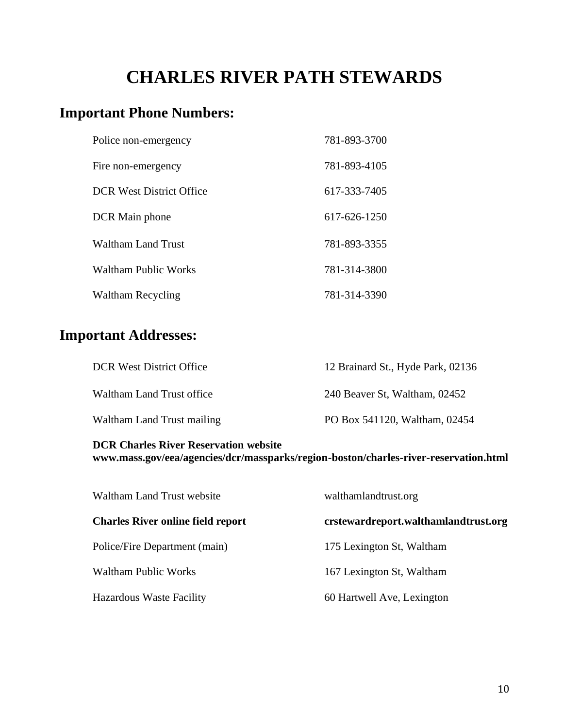# CHARLES RIVER PATH STEWARDS

## Important Phone Numbers:

| | |
|---|---|
| Police non-emergency | 781-893-3700 |
| Fire non-emergency | 781-893-4105 |
| DCR West District Office | 617-333-7405 |
| DCR Main phone | 617-626-1250 |
| Waltham Land Trust | 781-893-3355 |
| Waltham Public Works | 781-314-3800 |
| Waltham Recycling | 781-314-3390 |

## Important Addresses:

| | |
|---|---|
| DCR West District Office | 12 Brainard St., Hyde Park, 02136 |
| Waltham Land Trust office | 240 Beaver St, Waltham, 02452 |
| Waltham Land Trust mailing | PO Box 541120, Waltham, 02454 |

**DCR Charles River Reservation website**
**www.mass.gov/eea/agencies/dcr/massparks/region-boston/charles-river-reservation.html**

| | |
|---|---|
| Waltham Land Trust website | walthamlandtrust.org |
| **Charles River online field report** | **crstewardreport.walthamlandtrust.org** |
| Police/Fire Department (main) | 175 Lexington St, Waltham |
| Waltham Public Works | 167 Lexington St, Waltham |
| Hazardous Waste Facility | 60 Hartwell Ave, Lexington |